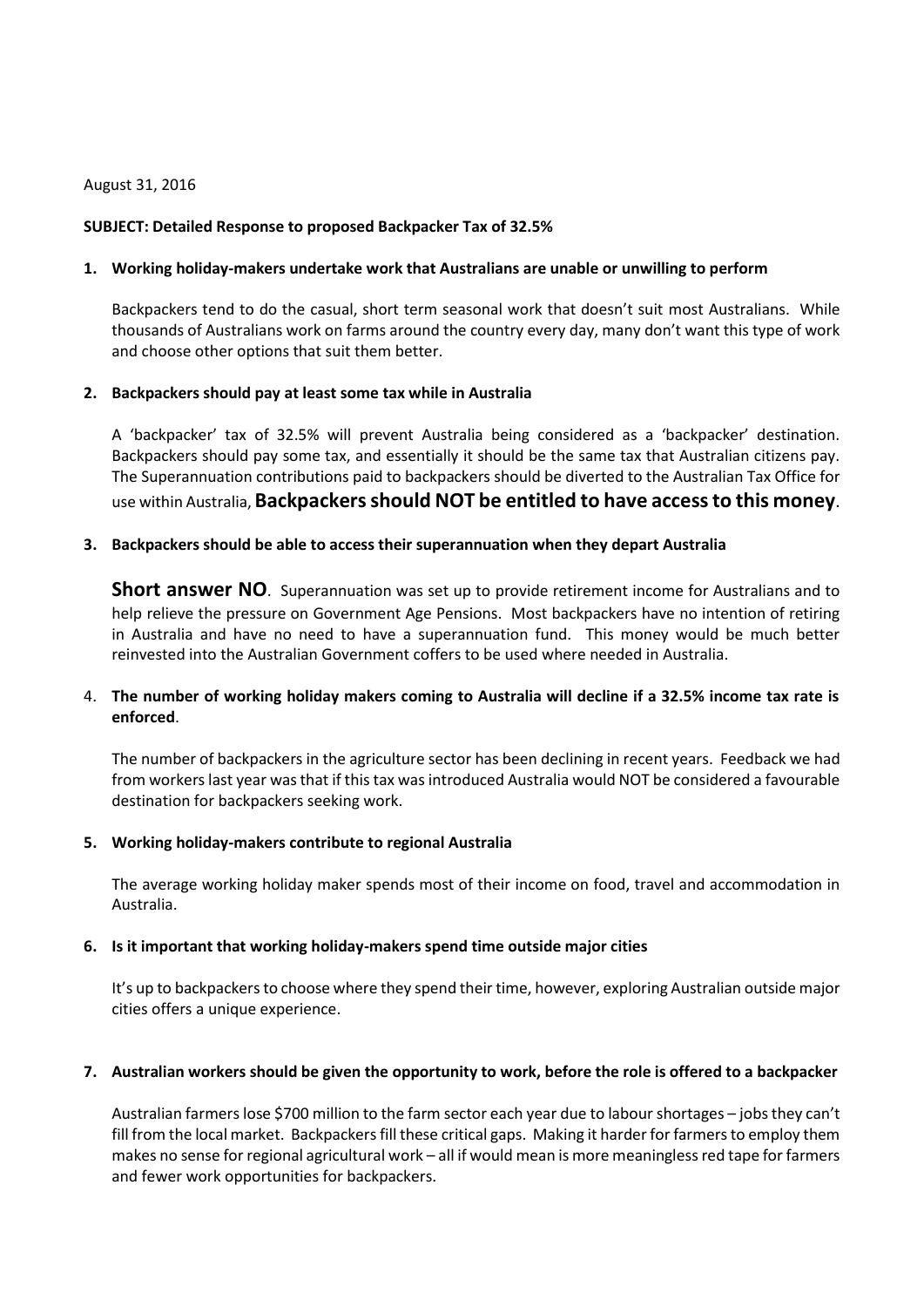August 31, 2016

**SUBJECT: Detailed Response to proposed Backpacker Tax of 32.5%**

1. **Working holiday-makers undertake work that Australians are unable or unwilling to perform**

   Backpackers tend to do the casual, short term seasonal work that doesn't suit most Australians. While thousands of Australians work on farms around the country every day, many don't want this type of work and choose other options that suit them better.

2. **Backpackers should pay at least some tax while in Australia**

   A 'backpacker' tax of 32.5% will prevent Australia being considered as a 'backpacker' destination. Backpackers should pay some tax, and essentially it should be the same tax that Australian citizens pay. The Superannuation contributions paid to backpackers should be diverted to the Australian Tax Office for use within Australia, **Backpackers should NOT be entitled to have access to this money**.

3. **Backpackers should be able to access their superannuation when they depart Australia**

   **Short answer NO**. Superannuation was set up to provide retirement income for Australians and to help relieve the pressure on Government Age Pensions. Most backpackers have no intention of retiring in Australia and have no need to have a superannuation fund. This money would be much better reinvested into the Australian Government coffers to be used where needed in Australia.

4. **The number of working holiday makers coming to Australia will decline if a 32.5% income tax rate is enforced**.

   The number of backpackers in the agriculture sector has been declining in recent years. Feedback we had from workers last year was that if this tax was introduced Australia would NOT be considered a favourable destination for backpackers seeking work.

5. **Working holiday-makers contribute to regional Australia**

   The average working holiday maker spends most of their income on food, travel and accommodation in Australia.

6. **Is it important that working holiday-makers spend time outside major cities**

   It's up to backpackers to choose where they spend their time, however, exploring Australian outside major cities offers a unique experience.

7. **Australian workers should be given the opportunity to work, before the role is offered to a backpacker**

   Australian farmers lose $700 million to the farm sector each year due to labour shortages – jobs they can't fill from the local market. Backpackers fill these critical gaps. Making it harder for farmers to employ them makes no sense for regional agricultural work – all if would mean is more meaningless red tape for farmers and fewer work opportunities for backpackers.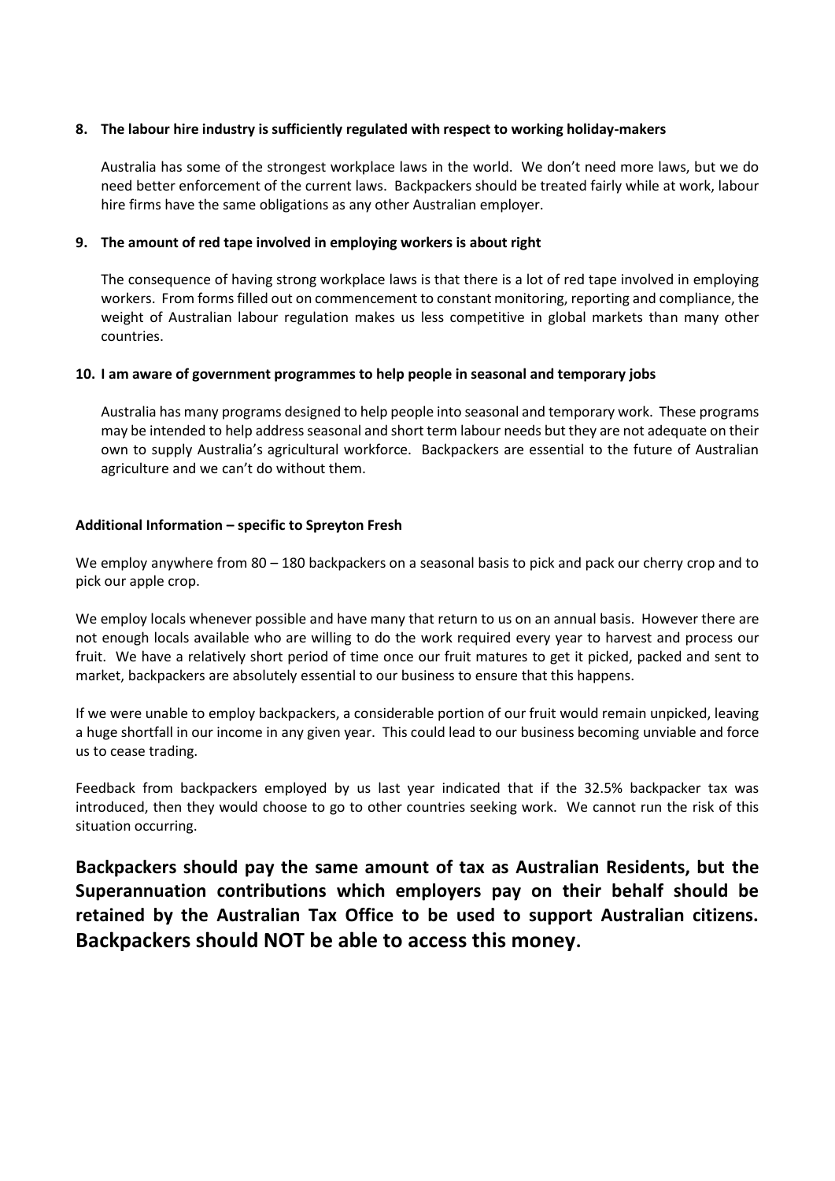**8. The labour hire industry is sufficiently regulated with respect to working holiday-makers**

Australia has some of the strongest workplace laws in the world. We don't need more laws, but we do need better enforcement of the current laws. Backpackers should be treated fairly while at work, labour hire firms have the same obligations as any other Australian employer.

**9. The amount of red tape involved in employing workers is about right**

The consequence of having strong workplace laws is that there is a lot of red tape involved in employing workers. From forms filled out on commencement to constant monitoring, reporting and compliance, the weight of Australian labour regulation makes us less competitive in global markets than many other countries.

**10. I am aware of government programmes to help people in seasonal and temporary jobs**

Australia has many programs designed to help people into seasonal and temporary work. These programs may be intended to help address seasonal and short term labour needs but they are not adequate on their own to supply Australia's agricultural workforce. Backpackers are essential to the future of Australian agriculture and we can't do without them.

**Additional Information – specific to Spreyton Fresh**

We employ anywhere from 80 – 180 backpackers on a seasonal basis to pick and pack our cherry crop and to pick our apple crop.

We employ locals whenever possible and have many that return to us on an annual basis. However there are not enough locals available who are willing to do the work required every year to harvest and process our fruit. We have a relatively short period of time once our fruit matures to get it picked, packed and sent to market, backpackers are absolutely essential to our business to ensure that this happens.

If we were unable to employ backpackers, a considerable portion of our fruit would remain unpicked, leaving a huge shortfall in our income in any given year. This could lead to our business becoming unviable and force us to cease trading.

Feedback from backpackers employed by us last year indicated that if the 32.5% backpacker tax was introduced, then they would choose to go to other countries seeking work. We cannot run the risk of this situation occurring.

**Backpackers should pay the same amount of tax as Australian Residents, but the Superannuation contributions which employers pay on their behalf should be retained by the Australian Tax Office to be used to support Australian citizens. Backpackers should NOT be able to access this money.**